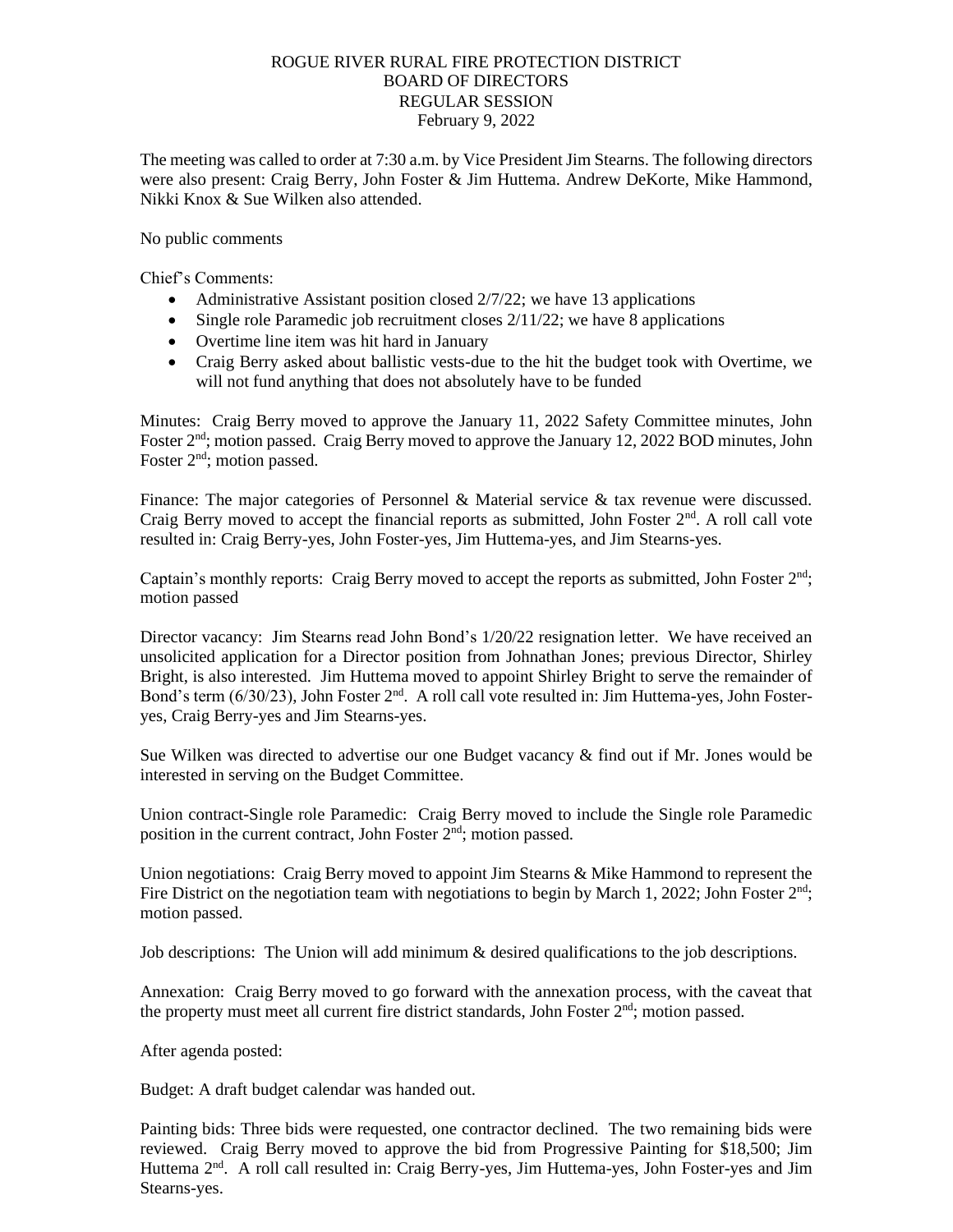# ROGUE RIVER RURAL FIRE PROTECTION DISTRICT
## BOARD OF DIRECTORS
## REGULAR SESSION
### February 9, 2022

The meeting was called to order at 7:30 a.m. by Vice President Jim Stearns. The following directors were also present: Craig Berry, John Foster & Jim Huttema. Andrew DeKorte, Mike Hammond, Nikki Knox & Sue Wilken also attended.

No public comments

Chief's Comments:

- Administrative Assistant position closed 2/7/22; we have 13 applications
- Single role Paramedic job recruitment closes 2/11/22; we have 8 applications
- Overtime line item was hit hard in January
- Craig Berry asked about ballistic vests-due to the hit the budget took with Overtime, we will not fund anything that does not absolutely have to be funded

Minutes: Craig Berry moved to approve the January 11, 2022 Safety Committee minutes, John Foster 2nd; motion passed. Craig Berry moved to approve the January 12, 2022 BOD minutes, John Foster 2nd; motion passed.

Finance: The major categories of Personnel & Material service & tax revenue were discussed. Craig Berry moved to accept the financial reports as submitted, John Foster 2nd. A roll call vote resulted in: Craig Berry-yes, John Foster-yes, Jim Huttema-yes, and Jim Stearns-yes.

Captain's monthly reports: Craig Berry moved to accept the reports as submitted, John Foster 2nd; motion passed

Director vacancy: Jim Stearns read John Bond's 1/20/22 resignation letter. We have received an unsolicited application for a Director position from Johnathan Jones; previous Director, Shirley Bright, is also interested. Jim Huttema moved to appoint Shirley Bright to serve the remainder of Bond's term (6/30/23), John Foster 2nd. A roll call vote resulted in: Jim Huttema-yes, John Foster-yes, Craig Berry-yes and Jim Stearns-yes.

Sue Wilken was directed to advertise our one Budget vacancy & find out if Mr. Jones would be interested in serving on the Budget Committee.

Union contract-Single role Paramedic: Craig Berry moved to include the Single role Paramedic position in the current contract, John Foster 2nd; motion passed.

Union negotiations: Craig Berry moved to appoint Jim Stearns & Mike Hammond to represent the Fire District on the negotiation team with negotiations to begin by March 1, 2022; John Foster 2nd; motion passed.

Job descriptions: The Union will add minimum & desired qualifications to the job descriptions.

Annexation: Craig Berry moved to go forward with the annexation process, with the caveat that the property must meet all current fire district standards, John Foster 2nd; motion passed.

After agenda posted:

Budget: A draft budget calendar was handed out.

Painting bids: Three bids were requested, one contractor declined. The two remaining bids were reviewed. Craig Berry moved to approve the bid from Progressive Painting for $18,500; Jim Huttema 2nd. A roll call resulted in: Craig Berry-yes, Jim Huttema-yes, John Foster-yes and Jim Stearns-yes.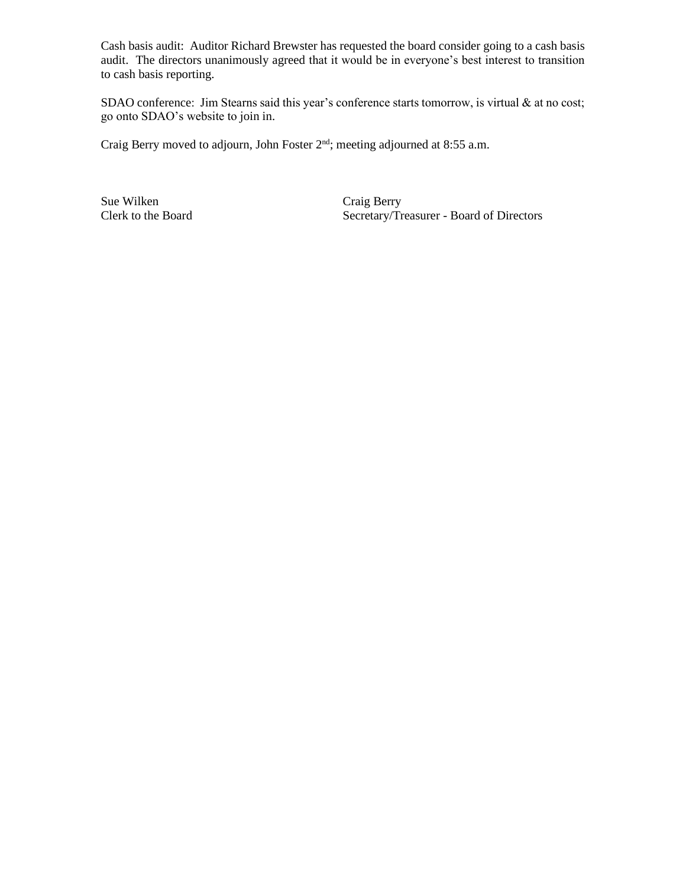Cash basis audit: Auditor Richard Brewster has requested the board consider going to a cash basis audit. The directors unanimously agreed that it would be in everyone's best interest to transition to cash basis reporting.

SDAO conference: Jim Stearns said this year's conference starts tomorrow, is virtual & at no cost; go onto SDAO's website to join in.

Craig Berry moved to adjourn, John Foster 2nd; meeting adjourned at 8:55 a.m.

Sue Wilken
Clerk to the Board

Craig Berry
Secretary/Treasurer - Board of Directors